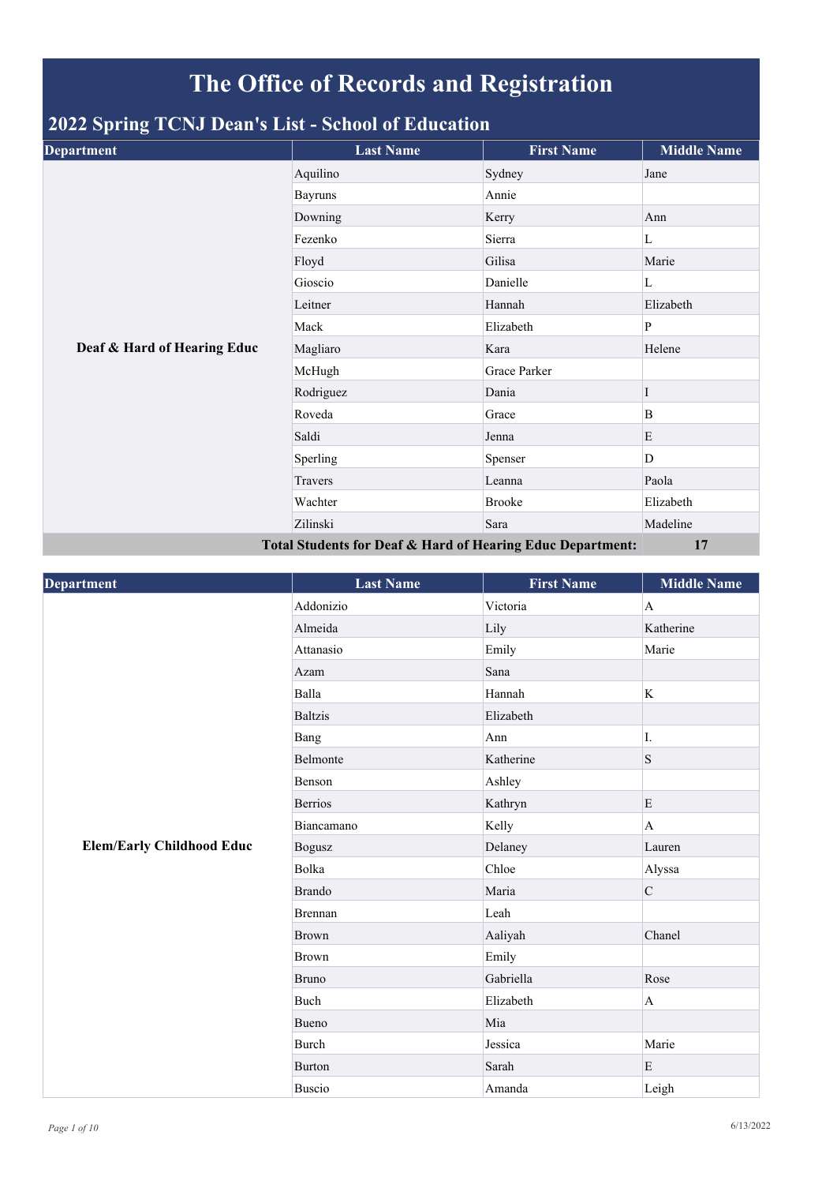# The Office of Records and Registration

## 2022 Spring TCNJ Dean's List - School of Education

| Department | Last Name | First Name | Middle Name |
|---|---|---|---|
| Deaf & Hard of Hearing Educ | Aquilino | Sydney | Jane |
| | Bayruns | Annie | |
| | Downing | Kerry | Ann |
| | Fezenko | Sierra | L |
| | Floyd | Gilisa | Marie |
| | Gioscio | Danielle | L |
| | Leitner | Hannah | Elizabeth |
| | Mack | Elizabeth | P |
| | Magliaro | Kara | Helene |
| | McHugh | Grace Parker | |
| | Rodriguez | Dania | I |
| | Roveda | Grace | B |
| | Saldi | Jenna | E |
| | Sperling | Spenser | D |
| | Travers | Leanna | Paola |
| | Wachter | Brooke | Elizabeth |
| | Zilinski | Sara | Madeline |
| **Total Students for Deaf & Hard of Hearing Educ Department:** | | | **17** |

| Department | Last Name | First Name | Middle Name |
|---|---|---|---|
| Elem/Early Childhood Educ | Addonizio | Victoria | A |
| | Almeida | Lily | Katherine |
| | Attanasio | Emily | Marie |
| | Azam | Sana | |
| | Balla | Hannah | K |
| | Baltzis | Elizabeth | |
| | Bang | Ann | I. |
| | Belmonte | Katherine | S |
| | Benson | Ashley | |
| | Berrios | Kathryn | E |
| | Biancamano | Kelly | A |
| | Bogusz | Delaney | Lauren |
| | Bolka | Chloe | Alyssa |
| | Brando | Maria | C |
| | Brennan | Leah | |
| | Brown | Aaliyah | Chanel |
| | Brown | Emily | |
| | Bruno | Gabriella | Rose |
| | Buch | Elizabeth | A |
| | Bueno | Mia | |
| | Burch | Jessica | Marie |
| | Burton | Sarah | E |
| | Buscio | Amanda | Leigh |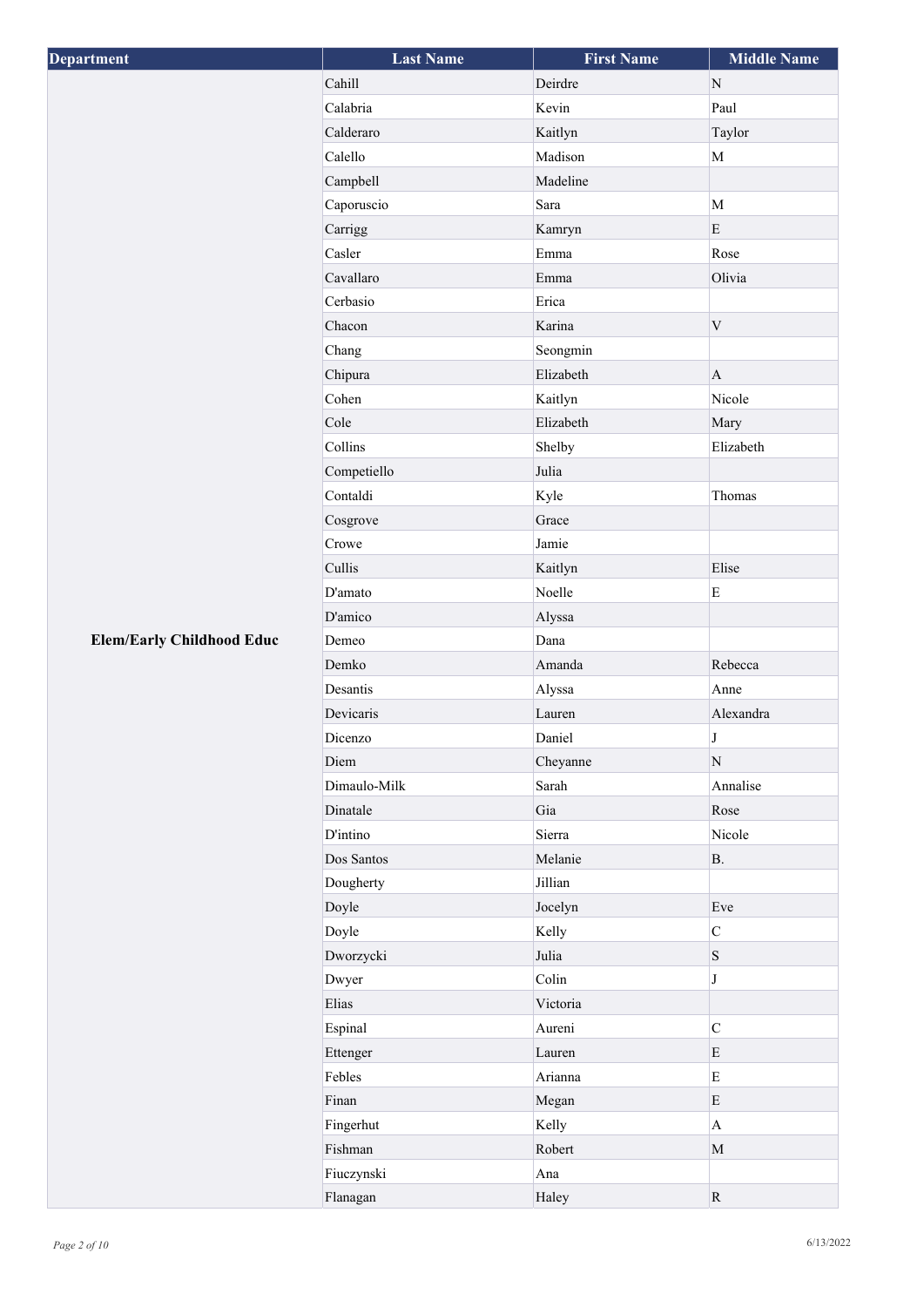| Department | Last Name | First Name | Middle Name |
|---|---|---|---|
| Elem/Early Childhood Educ | Cahill | Deirdre | N |
| | Calabria | Kevin | Paul |
| | Calderaro | Kaitlyn | Taylor |
| | Calello | Madison | M |
| | Campbell | Madeline | |
| | Caporuscio | Sara | M |
| | Carrigg | Kamryn | E |
| | Casler | Emma | Rose |
| | Cavallaro | Emma | Olivia |
| | Cerbasio | Erica | |
| | Chacon | Karina | V |
| | Chang | Seongmin | |
| | Chipura | Elizabeth | A |
| | Cohen | Kaitlyn | Nicole |
| | Cole | Elizabeth | Mary |
| | Collins | Shelby | Elizabeth |
| | Competiello | Julia | |
| | Contaldi | Kyle | Thomas |
| | Cosgrove | Grace | |
| | Crowe | Jamie | |
| | Cullis | Kaitlyn | Elise |
| | D'amato | Noelle | E |
| | D'amico | Alyssa | |
| | Demeo | Dana | |
| | Demko | Amanda | Rebecca |
| | Desantis | Alyssa | Anne |
| | Devicaris | Lauren | Alexandra |
| | Dicenzo | Daniel | J |
| | Diem | Cheyanne | N |
| | Dimaulo-Milk | Sarah | Annalise |
| | Dinatale | Gia | Rose |
| | D'intino | Sierra | Nicole |
| | Dos Santos | Melanie | B. |
| | Dougherty | Jillian | |
| | Doyle | Jocelyn | Eve |
| | Doyle | Kelly | C |
| | Dworzycki | Julia | S |
| | Dwyer | Colin | J |
| | Elias | Victoria | |
| | Espinal | Aureni | C |
| | Ettenger | Lauren | E |
| | Febles | Arianna | E |
| | Finan | Megan | E |
| | Fingerhut | Kelly | A |
| | Fishman | Robert | M |
| | Fiuczynski | Ana | |
| | Flanagan | Haley | R |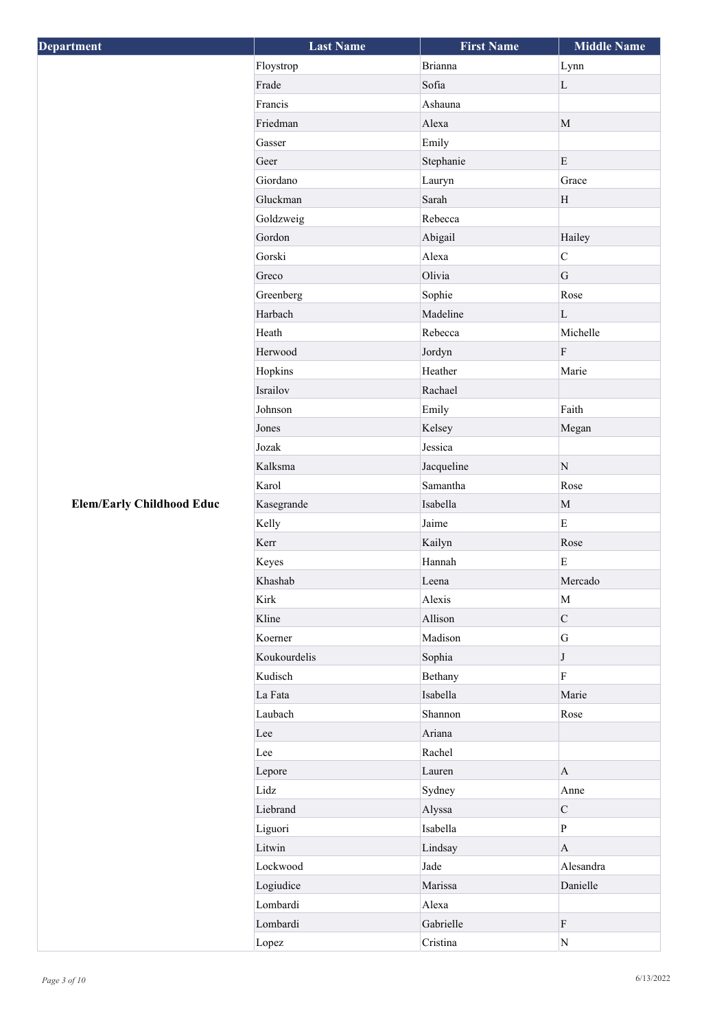| Department | Last Name | First Name | Middle Name |
| --- | --- | --- | --- |
| Elem/Early Childhood Educ | Floystrop | Brianna | Lynn |
| | Frade | Sofia | L |
| | Francis | Ashauna | |
| | Friedman | Alexa | M |
| | Gasser | Emily | |
| | Geer | Stephanie | E |
| | Giordano | Lauryn | Grace |
| | Gluckman | Sarah | H |
| | Goldzweig | Rebecca | |
| | Gordon | Abigail | Hailey |
| | Gorski | Alexa | C |
| | Greco | Olivia | G |
| | Greenberg | Sophie | Rose |
| | Harbach | Madeline | L |
| | Heath | Rebecca | Michelle |
| | Herwood | Jordyn | F |
| | Hopkins | Heather | Marie |
| | Israilov | Rachael | |
| | Johnson | Emily | Faith |
| | Jones | Kelsey | Megan |
| | Jozak | Jessica | |
| | Kalksma | Jacqueline | N |
| | Karol | Samantha | Rose |
| | Kasegrande | Isabella | M |
| | Kelly | Jaime | E |
| | Kerr | Kailyn | Rose |
| | Keyes | Hannah | E |
| | Khashab | Leena | Mercado |
| | Kirk | Alexis | M |
| | Kline | Allison | C |
| | Koerner | Madison | G |
| | Koukourdelis | Sophia | J |
| | Kudisch | Bethany | F |
| | La Fata | Isabella | Marie |
| | Laubach | Shannon | Rose |
| | Lee | Ariana | |
| | Lee | Rachel | |
| | Lepore | Lauren | A |
| | Lidz | Sydney | Anne |
| | Liebrand | Alyssa | C |
| | Liguori | Isabella | P |
| | Litwin | Lindsay | A |
| | Lockwood | Jade | Alesandra |
| | Logiudice | Marissa | Danielle |
| | Lombardi | Alexa | |
| | Lombardi | Gabrielle | F |
| | Lopez | Cristina | N |

6/13/2022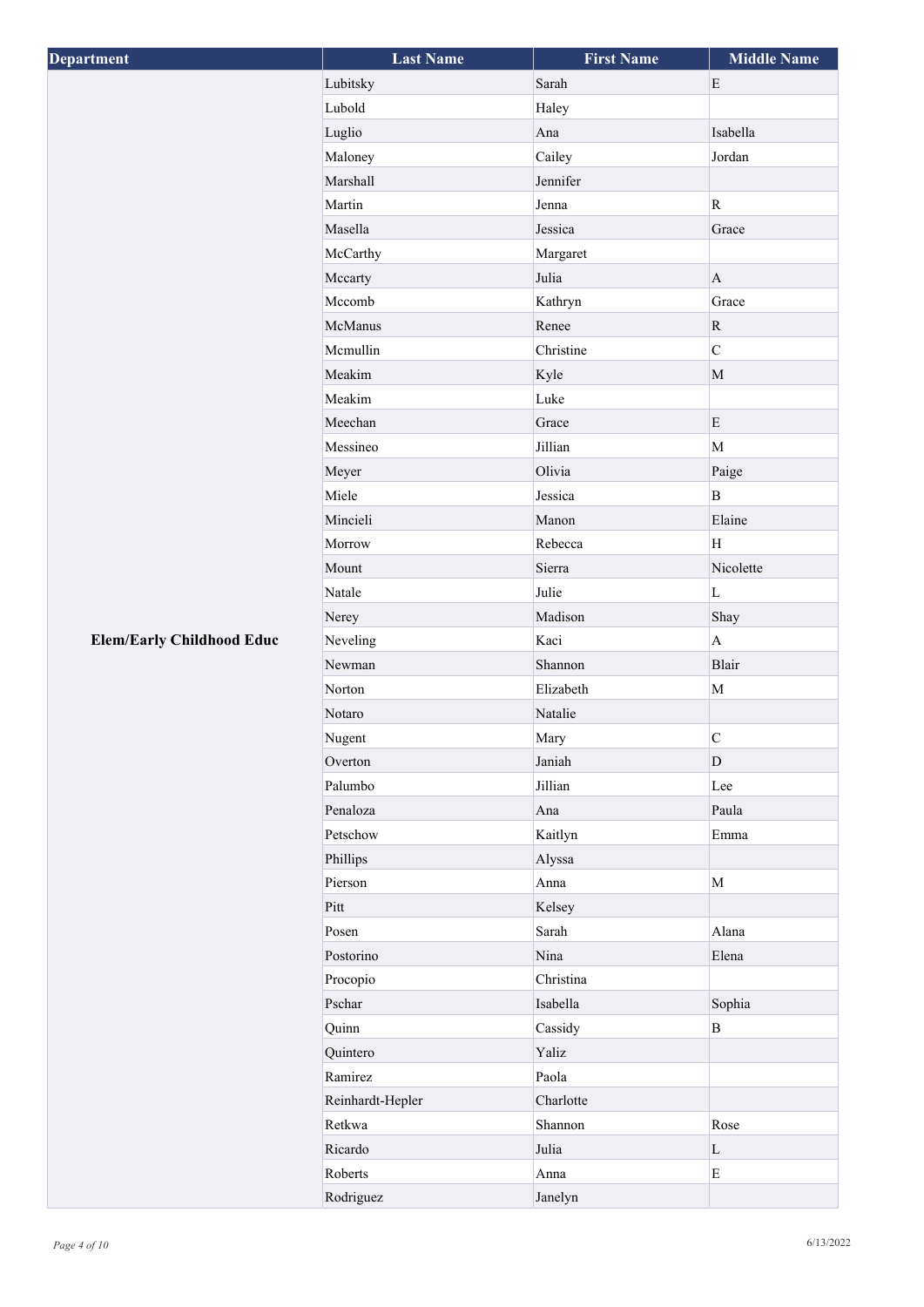| Department | Last Name | First Name | Middle Name |
|---|---|---|---|
| Elem/Early Childhood Educ | Lubitsky | Sarah | E |
| | Lubold | Haley | |
| | Luglio | Ana | Isabella |
| | Maloney | Cailey | Jordan |
| | Marshall | Jennifer | |
| | Martin | Jenna | R |
| | Masella | Jessica | Grace |
| | McCarthy | Margaret | |
| | Mccarty | Julia | A |
| | Mccomb | Kathryn | Grace |
| | McManus | Renee | R |
| | Mcmullin | Christine | C |
| | Meakim | Kyle | M |
| | Meakim | Luke | |
| | Meechan | Grace | E |
| | Messineo | Jillian | M |
| | Meyer | Olivia | Paige |
| | Miele | Jessica | B |
| | Mincieli | Manon | Elaine |
| | Morrow | Rebecca | H |
| | Mount | Sierra | Nicolette |
| | Natale | Julie | L |
| | Nerey | Madison | Shay |
| | Neveling | Kaci | A |
| | Newman | Shannon | Blair |
| | Norton | Elizabeth | M |
| | Notaro | Natalie | |
| | Nugent | Mary | C |
| | Overton | Janiah | D |
| | Palumbo | Jillian | Lee |
| | Penaloza | Ana | Paula |
| | Petschow | Kaitlyn | Emma |
| | Phillips | Alyssa | |
| | Pierson | Anna | M |
| | Pitt | Kelsey | |
| | Posen | Sarah | Alana |
| | Postorino | Nina | Elena |
| | Procopio | Christina | |
| | Pschar | Isabella | Sophia |
| | Quinn | Cassidy | B |
| | Quintero | Yaliz | |
| | Ramirez | Paola | |
| | Reinhardt-Hepler | Charlotte | |
| | Retkwa | Shannon | Rose |
| | Ricardo | Julia | L |
| | Roberts | Anna | E |
| | Rodriguez | Janelyn | |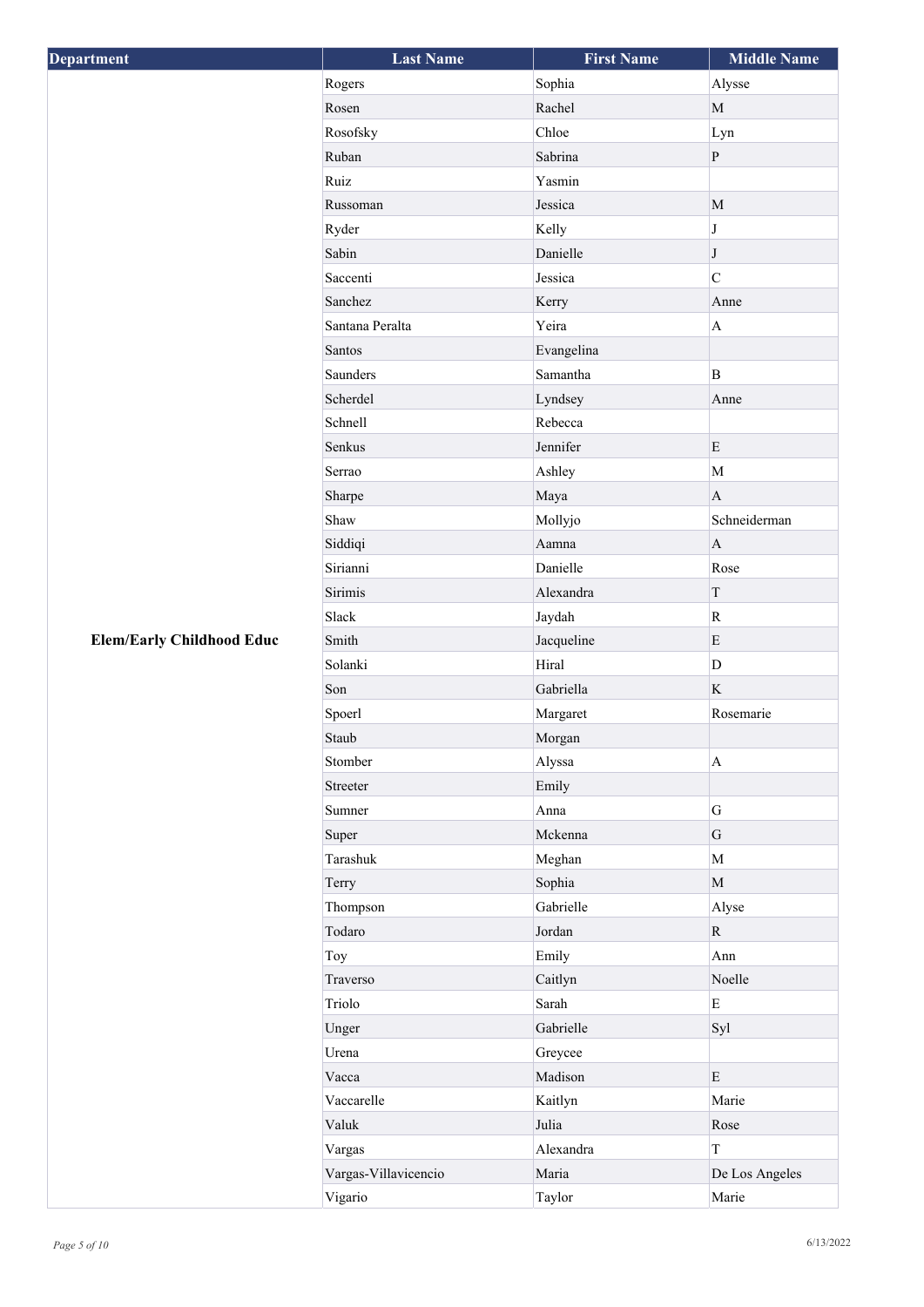| Department | Last Name | First Name | Middle Name |
|---|---|---|---|
| Elem/Early Childhood Educ | Rogers | Sophia | Alysse |
| | Rosen | Rachel | M |
| | Rosofsky | Chloe | Lyn |
| | Ruban | Sabrina | P |
| | Ruiz | Yasmin | |
| | Russoman | Jessica | M |
| | Ryder | Kelly | J |
| | Sabin | Danielle | J |
| | Saccenti | Jessica | C |
| | Sanchez | Kerry | Anne |
| | Santana Peralta | Yeira | A |
| | Santos | Evangelina | |
| | Saunders | Samantha | B |
| | Scherdel | Lyndsey | Anne |
| | Schnell | Rebecca | |
| | Senkus | Jennifer | E |
| | Serrao | Ashley | M |
| | Sharpe | Maya | A |
| | Shaw | Mollyjo | Schneiderman |
| | Siddiqi | Aamna | A |
| | Sirianni | Danielle | Rose |
| | Sirimis | Alexandra | T |
| | Slack | Jaydah | R |
| | Smith | Jacqueline | E |
| | Solanki | Hiral | D |
| | Son | Gabriella | K |
| | Spoerl | Margaret | Rosemarie |
| | Staub | Morgan | |
| | Stomber | Alyssa | A |
| | Streeter | Emily | |
| | Sumner | Anna | G |
| | Super | Mckenna | G |
| | Tarashuk | Meghan | M |
| | Terry | Sophia | M |
| | Thompson | Gabrielle | Alyse |
| | Todaro | Jordan | R |
| | Toy | Emily | Ann |
| | Traverso | Caitlyn | Noelle |
| | Triolo | Sarah | E |
| | Unger | Gabrielle | Syl |
| | Urena | Greycee | |
| | Vacca | Madison | E |
| | Vaccarelle | Kaitlyn | Marie |
| | Valuk | Julia | Rose |
| | Vargas | Alexandra | T |
| | Vargas-Villavicencio | Maria | De Los Angeles |
| | Vigario | Taylor | Marie |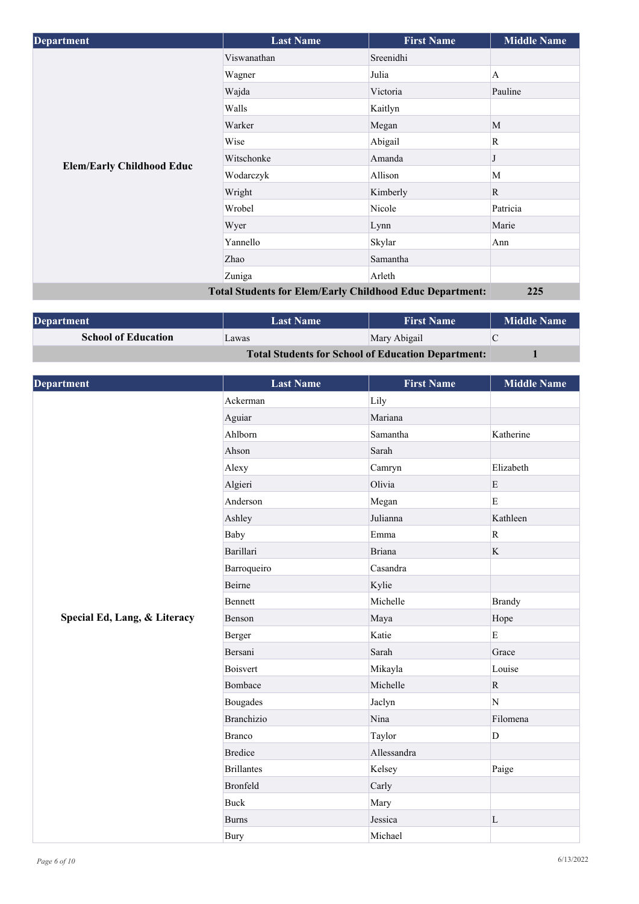| Department | Last Name | First Name | Middle Name |
| --- | --- | --- | --- |
| Elem/Early Childhood Educ | Viswanathan | Sreenidhi | |
| | Wagner | Julia | A |
| | Wajda | Victoria | Pauline |
| | Walls | Kaitlyn | |
| | Warker | Megan | M |
| | Wise | Abigail | R |
| | Witschonke | Amanda | J |
| | Wodarczyk | Allison | M |
| | Wright | Kimberly | R |
| | Wrobel | Nicole | Patricia |
| | Wyer | Lynn | Marie |
| | Yannello | Skylar | Ann |
| | Zhao | Samantha | |
| | Zuniga | Arleth | |
| **Total Students for Elem/Early Childhood Educ Department:** | | | **225** |

| Department | Last Name | First Name | Middle Name |
| --- | --- | --- | --- |
| School of Education | Lawas | Mary Abigail | C |
| **Total Students for School of Education Department:** | | | **1** |

| Department | Last Name | First Name | Middle Name |
| --- | --- | --- | --- |
| Special Ed, Lang, & Literacy | Ackerman | Lily | |
| | Aguiar | Mariana | |
| | Ahlborn | Samantha | Katherine |
| | Ahson | Sarah | |
| | Alexy | Camryn | Elizabeth |
| | Algieri | Olivia | E |
| | Anderson | Megan | E |
| | Ashley | Julianna | Kathleen |
| | Baby | Emma | R |
| | Barillari | Briana | K |
| | Barroqueiro | Casandra | |
| | Beirne | Kylie | |
| | Bennett | Michelle | Brandy |
| | Benson | Maya | Hope |
| | Berger | Katie | E |
| | Bersani | Sarah | Grace |
| | Boisvert | Mikayla | Louise |
| | Bombace | Michelle | R |
| | Bougades | Jaclyn | N |
| | Branchizio | Nina | Filomena |
| | Branco | Taylor | D |
| | Bredice | Allessandra | |
| | Brillantes | Kelsey | Paige |
| | Bronfeld | Carly | |
| | Buck | Mary | |
| | Burns | Jessica | L |
| | Bury | Michael | |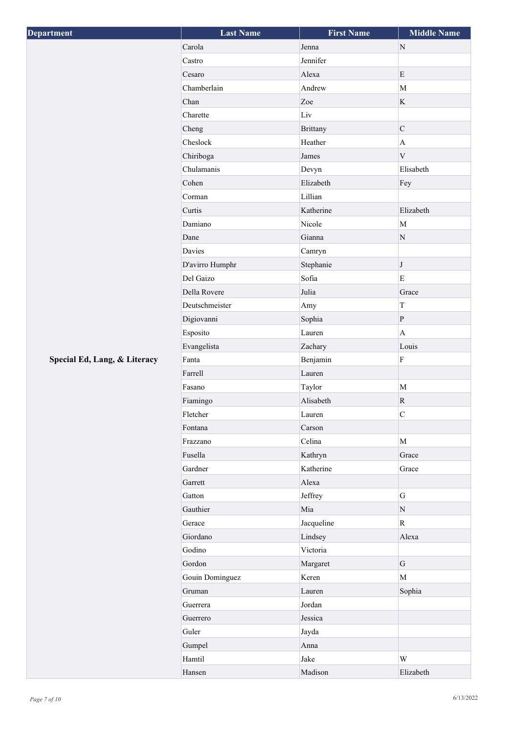| Department | Last Name | First Name | Middle Name |
| --- | --- | --- | --- |
| Special Ed, Lang, & Literacy | Carola | Jenna | N |
| | Castro | Jennifer | |
| | Cesaro | Alexa | E |
| | Chamberlain | Andrew | M |
| | Chan | Zoe | K |
| | Charette | Liv | |
| | Cheng | Brittany | C |
| | Cheslock | Heather | A |
| | Chiriboga | James | V |
| | Chulamanis | Devyn | Elisabeth |
| | Cohen | Elizabeth | Fey |
| | Corman | Lillian | |
| | Curtis | Katherine | Elizabeth |
| | Damiano | Nicole | M |
| | Dane | Gianna | N |
| | Davies | Camryn | |
| | D'avirro Humphr | Stephanie | J |
| | Del Gaizo | Sofia | E |
| | Della Rovere | Julia | Grace |
| | Deutschmeister | Amy | T |
| | Digiovanni | Sophia | P |
| | Esposito | Lauren | A |
| | Evangelista | Zachary | Louis |
| | Fanta | Benjamin | F |
| | Farrell | Lauren | |
| | Fasano | Taylor | M |
| | Fiamingo | Alisabeth | R |
| | Fletcher | Lauren | C |
| | Fontana | Carson | |
| | Frazzano | Celina | M |
| | Fusella | Kathryn | Grace |
| | Gardner | Katherine | Grace |
| | Garrett | Alexa | |
| | Gatton | Jeffrey | G |
| | Gauthier | Mia | N |
| | Gerace | Jacqueline | R |
| | Giordano | Lindsey | Alexa |
| | Godino | Victoria | |
| | Gordon | Margaret | G |
| | Gouin Dominguez | Keren | M |
| | Gruman | Lauren | Sophia |
| | Guerrera | Jordan | |
| | Guerrero | Jessica | |
| | Guler | Jayda | |
| | Gumpel | Anna | |
| | Hamtil | Jake | W |
| | Hansen | Madison | Elizabeth |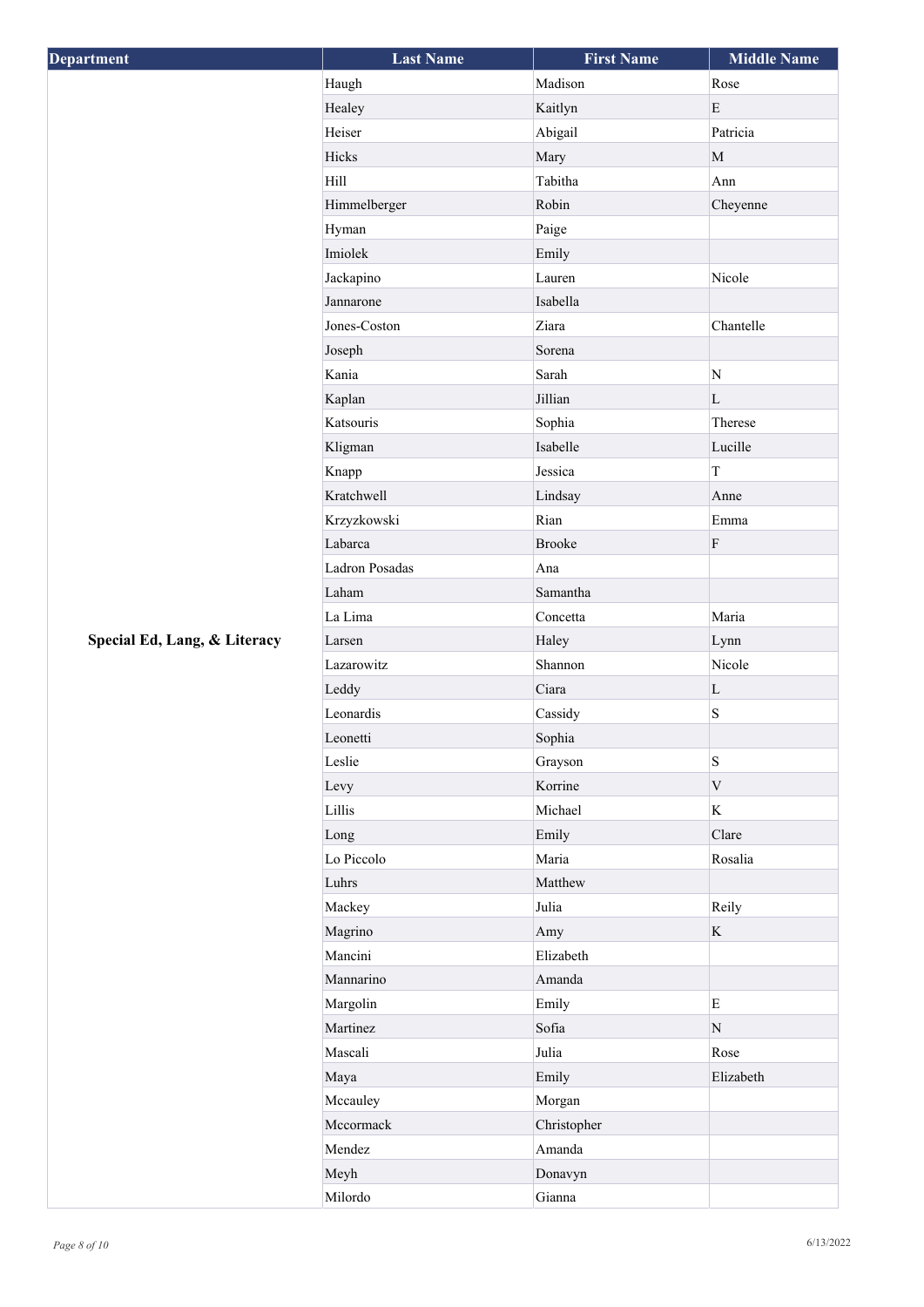| Department | Last Name | First Name | Middle Name |
|---|---|---|---|
| Special Ed, Lang, & Literacy | Haugh | Madison | Rose |
| | Healey | Kaitlyn | E |
| | Heiser | Abigail | Patricia |
| | Hicks | Mary | M |
| | Hill | Tabitha | Ann |
| | Himmelberger | Robin | Cheyenne |
| | Hyman | Paige | |
| | Imiolek | Emily | |
| | Jackapino | Lauren | Nicole |
| | Jannarone | Isabella | |
| | Jones-Coston | Ziara | Chantelle |
| | Joseph | Sorena | |
| | Kania | Sarah | N |
| | Kaplan | Jillian | L |
| | Katsouris | Sophia | Therese |
| | Kligman | Isabelle | Lucille |
| | Knapp | Jessica | T |
| | Kratchwell | Lindsay | Anne |
| | Krzyzkowski | Rian | Emma |
| | Labarca | Brooke | F |
| | Ladron Posadas | Ana | |
| | Laham | Samantha | |
| | La Lima | Concetta | Maria |
| | Larsen | Haley | Lynn |
| | Lazarowitz | Shannon | Nicole |
| | Leddy | Ciara | L |
| | Leonardis | Cassidy | S |
| | Leonetti | Sophia | |
| | Leslie | Grayson | S |
| | Levy | Korrine | V |
| | Lillis | Michael | K |
| | Long | Emily | Clare |
| | Lo Piccolo | Maria | Rosalia |
| | Luhrs | Matthew | |
| | Mackey | Julia | Reily |
| | Magrino | Amy | K |
| | Mancini | Elizabeth | |
| | Mannarino | Amanda | |
| | Margolin | Emily | E |
| | Martinez | Sofia | N |
| | Mascali | Julia | Rose |
| | Maya | Emily | Elizabeth |
| | Mccauley | Morgan | |
| | Mccormack | Christopher | |
| | Mendez | Amanda | |
| | Meyh | Donavyn | |
| | Milordo | Gianna | |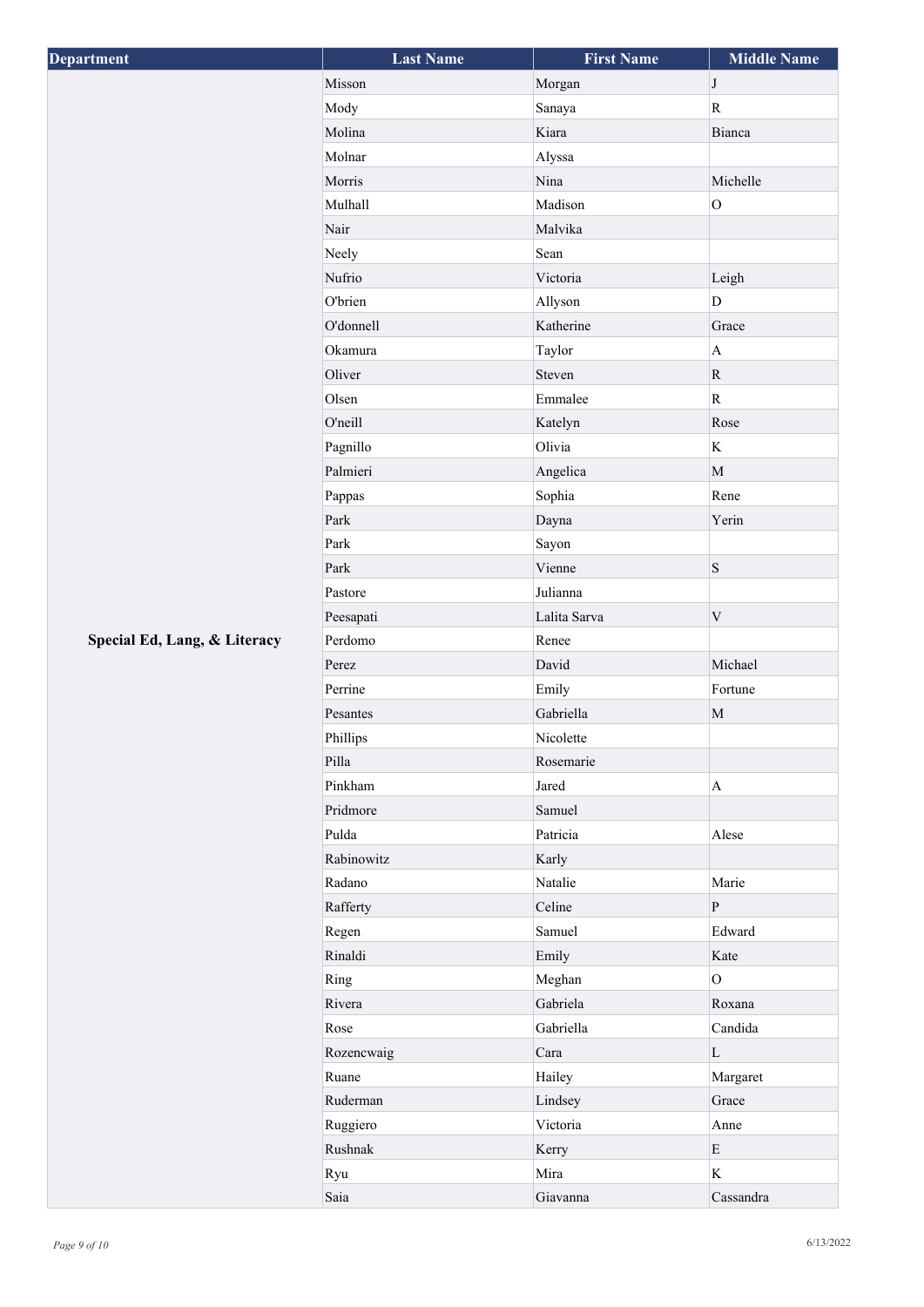| Department | Last Name | First Name | Middle Name |
| --- | --- | --- | --- |
| Special Ed, Lang, & Literacy | Misson | Morgan | J |
| | Mody | Sanaya | R |
| | Molina | Kiara | Bianca |
| | Molnar | Alyssa | |
| | Morris | Nina | Michelle |
| | Mulhall | Madison | O |
| | Nair | Malvika | |
| | Neely | Sean | |
| | Nufrio | Victoria | Leigh |
| | O'brien | Allyson | D |
| | O'donnell | Katherine | Grace |
| | Okamura | Taylor | A |
| | Oliver | Steven | R |
| | Olsen | Emmalee | R |
| | O'neill | Katelyn | Rose |
| | Pagnillo | Olivia | K |
| | Palmieri | Angelica | M |
| | Pappas | Sophia | Rene |
| | Park | Dayna | Yerin |
| | Park | Sayon | |
| | Park | Vienne | S |
| | Pastore | Julianna | |
| | Peesapati | Lalita Sarva | V |
| | Perdomo | Renee | |
| | Perez | David | Michael |
| | Perrine | Emily | Fortune |
| | Pesantes | Gabriella | M |
| | Phillips | Nicolette | |
| | Pilla | Rosemarie | |
| | Pinkham | Jared | A |
| | Pridmore | Samuel | |
| | Pulda | Patricia | Alese |
| | Rabinowitz | Karly | |
| | Radano | Natalie | Marie |
| | Rafferty | Celine | P |
| | Regen | Samuel | Edward |
| | Rinaldi | Emily | Kate |
| | Ring | Meghan | O |
| | Rivera | Gabriela | Roxana |
| | Rose | Gabriella | Candida |
| | Rozencwaig | Cara | L |
| | Ruane | Hailey | Margaret |
| | Ruderman | Lindsey | Grace |
| | Ruggiero | Victoria | Anne |
| | Rushnak | Kerry | E |
| | Ryu | Mira | K |
| | Saia | Giavanna | Cassandra |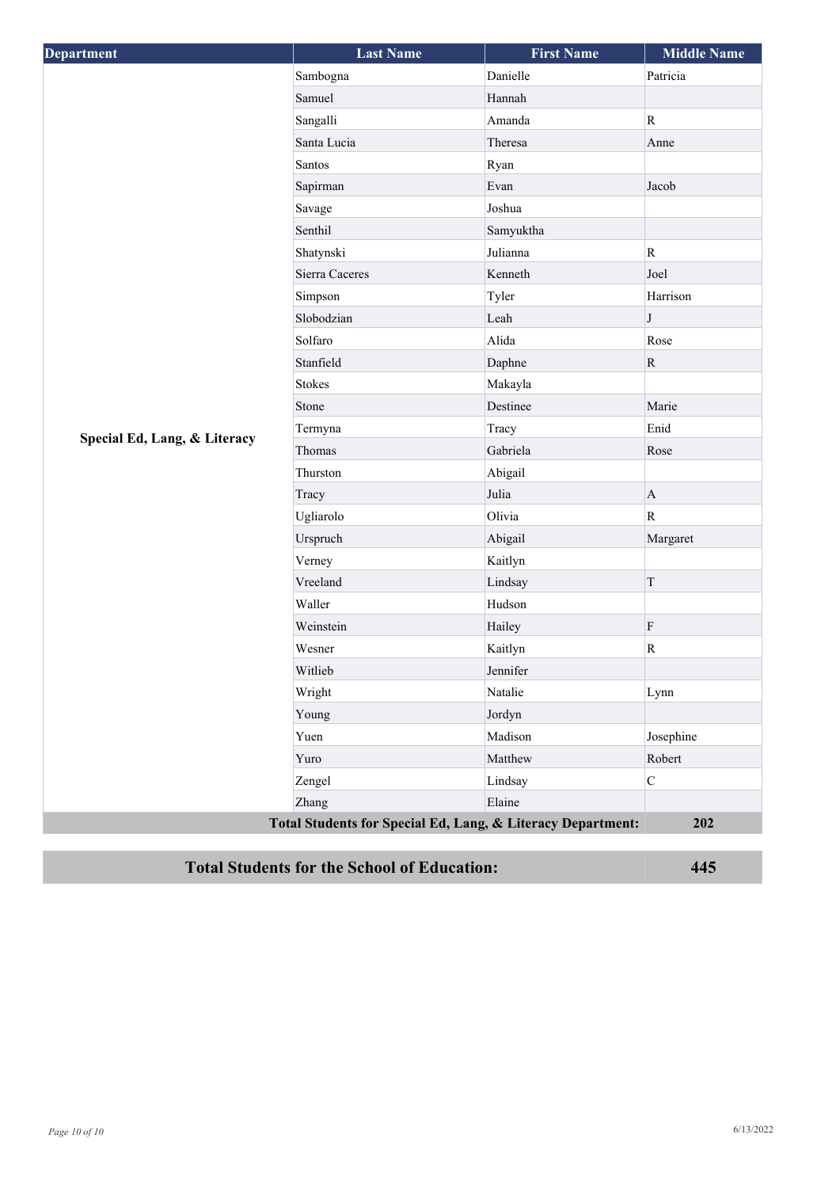| Department | Last Name | First Name | Middle Name |
|---|---|---|---|
| Special Ed, Lang, & Literacy | Sambogna | Danielle | Patricia |
| | Samuel | Hannah | |
| | Sangalli | Amanda | R |
| | Santa Lucia | Theresa | Anne |
| | Santos | Ryan | |
| | Sapirman | Evan | Jacob |
| | Savage | Joshua | |
| | Senthil | Samyuktha | |
| | Shatynski | Julianna | R |
| | Sierra Caceres | Kenneth | Joel |
| | Simpson | Tyler | Harrison |
| | Slobodzian | Leah | J |
| | Solfaro | Alida | Rose |
| | Stanfield | Daphne | R |
| | Stokes | Makayla | |
| | Stone | Destinee | Marie |
| | Termyna | Tracy | Enid |
| | Thomas | Gabriela | Rose |
| | Thurston | Abigail | |
| | Tracy | Julia | A |
| | Ugliarolo | Olivia | R |
| | Urspruch | Abigail | Margaret |
| | Verney | Kaitlyn | |
| | Vreeland | Lindsay | T |
| | Waller | Hudson | |
| | Weinstein | Hailey | F |
| | Wesner | Kaitlyn | R |
| | Witlieb | Jennifer | |
| | Wright | Natalie | Lynn |
| | Young | Jordyn | |
| | Yuen | Madison | Josephine |
| | Yuro | Matthew | Robert |
| | Zengel | Lindsay | C |
| | Zhang | Elaine | |
| **Total Students for Special Ed, Lang, & Literacy Department:** | | | **202** |

| | |
|---|---|
| **Total Students for the School of Education:** | **445** |

6/13/2022